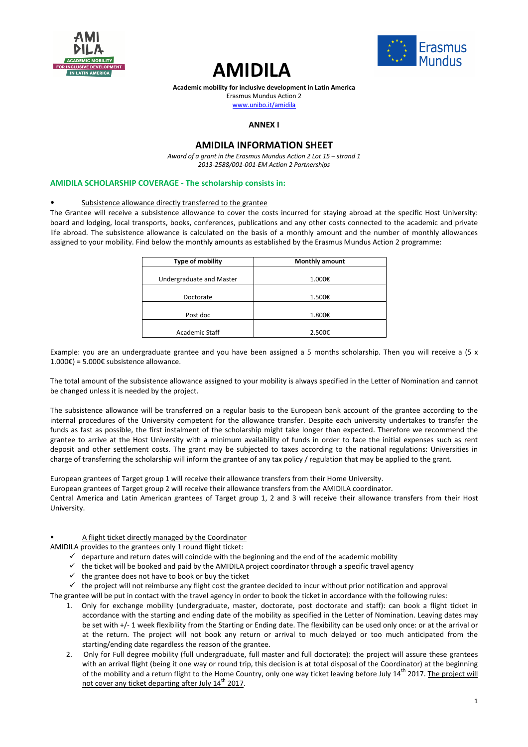# AMIDILA

**Academic mobility for inclusive development in Latin America**
Erasmus Mundus Action 2
www.unibo.it/amidila

**ANNEX I**

## AMIDILA INFORMATION SHEET

*Award of a grant in the Erasmus Mundus Action 2 Lot 15 – strand 1*
*2013-2588/001-001-EM Action 2 Partnerships*

### AMIDILA SCHOLARSHIP COVERAGE - The scholarship consists in:

- Subsistence allowance directly transferred to the grantee

The Grantee will receive a subsistence allowance to cover the costs incurred for staying abroad at the specific Host University: board and lodging, local transports, books, conferences, publications and any other costs connected to the academic and private life abroad. The subsistence allowance is calculated on the basis of a monthly amount and the number of monthly allowances assigned to your mobility. Find below the monthly amounts as established by the Erasmus Mundus Action 2 programme:

| Type of mobility | Monthly amount |
|---|---|
| Undergraduate and Master | 1.000€ |
| Doctorate | 1.500€ |
| Post doc | 1.800€ |
| Academic Staff | 2.500€ |

Example: you are an undergraduate grantee and you have been assigned a 5 months scholarship. Then you will receive a (5 x 1.000€) = 5.000€ subsistence allowance.

The total amount of the subsistence allowance assigned to your mobility is always specified in the Letter of Nomination and cannot be changed unless it is needed by the project.

The subsistence allowance will be transferred on a regular basis to the European bank account of the grantee according to the internal procedures of the University competent for the allowance transfer. Despite each university undertakes to transfer the funds as fast as possible, the first instalment of the scholarship might take longer than expected. Therefore we recommend the grantee to arrive at the Host University with a minimum availability of funds in order to face the initial expenses such as rent deposit and other settlement costs. The grant may be subjected to taxes according to the national regulations: Universities in charge of transferring the scholarship will inform the grantee of any tax policy / regulation that may be applied to the grant.

European grantees of Target group 1 will receive their allowance transfers from their Home University.
European grantees of Target group 2 will receive their allowance transfers from the AMIDILA coordinator.
Central America and Latin American grantees of Target group 1, 2 and 3 will receive their allowance transfers from their Host University.

- A flight ticket directly managed by the Coordinator

AMIDILA provides to the grantees only 1 round flight ticket:

- ✓ departure and return dates will coincide with the beginning and the end of the academic mobility
- ✓ the ticket will be booked and paid by the AMIDILA project coordinator through a specific travel agency
- ✓ the grantee does not have to book or buy the ticket
- ✓ the project will not reimburse any flight cost the grantee decided to incur without prior notification and approval

The grantee will be put in contact with the travel agency in order to book the ticket in accordance with the following rules:

1. Only for exchange mobility (undergraduate, master, doctorate, post doctorate and staff): can book a flight ticket in accordance with the starting and ending date of the mobility as specified in the Letter of Nomination. Leaving dates may be set with +/- 1 week flexibility from the Starting or Ending date. The flexibility can be used only once: or at the arrival or at the return. The project will not book any return or arrival to much delayed or too much anticipated from the starting/ending date regardless the reason of the grantee.
2. Only for Full degree mobility (full undergraduate, full master and full doctorate): the project will assure these grantees with an arrival flight (being it one way or round trip, this decision is at total disposal of the Coordinator) at the beginning of the mobility and a return flight to the Home Country, only one way ticket leaving before July 14th 2017. The project will not cover any ticket departing after July 14th 2017.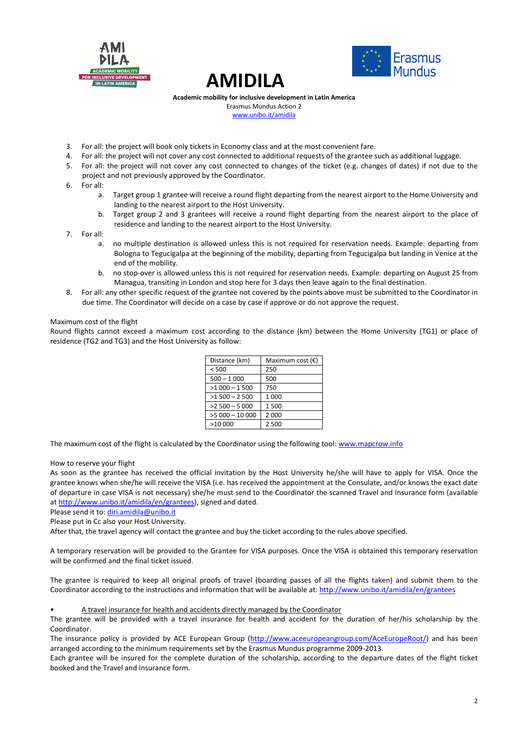3. For all: the project will book only tickets in Economy class and at the most convenient fare.
4. For all: the project will not cover any cost connected to additional requests of the grantee such as additional luggage.
5. For all: the project will not cover any cost connected to changes of the ticket (e.g. changes of dates) if not due to the project and not previously approved by the Coordinator.
6. For all:
   a. Target group 1 grantee will receive a round flight departing from the nearest airport to the Home University and landing to the nearest airport to the Host University.
   b. Target group 2 and 3 grantees will receive a round flight departing from the nearest airport to the place of residence and landing to the nearest airport to the Host University.
7. For all:
   a. no multiple destination is allowed unless this is not required for reservation needs. Example: departing from Bologna to Tegucigalpa at the beginning of the mobility, departing from Tegucigalpa but landing in Venice at the end of the mobility.
   b. no stop-over is allowed unless this is not required for reservation needs. Example: departing on August 25 from Managua, transiting in London and stop here for 3 days then leave again to the final destination.
8. For all: any other specific request of the grantee not covered by the points above must be submitted to the Coordinator in due time. The Coordinator will decide on a case by case if approve or do not approve the request.

Maximum cost of the flight

Round flights cannot exceed a maximum cost according to the distance (km) between the Home University (TG1) or place of residence (TG2 and TG3) and the Host University as follow:

| Distance (km) | Maximum cost (€) |
|---|---|
| < 500 | 250 |
| 500 – 1 000 | 500 |
| >1 000 – 1 500 | 750 |
| >1 500 – 2 500 | 1 000 |
| >2 500 – 5 000 | 1 500 |
| >5 000 – 10 000 | 2 000 |
| >10 000 | 2 500 |

The maximum cost of the flight is calculated by the Coordinator using the following tool: www.mapcrow.info

How to reserve your flight

As soon as the grantee has received the official invitation by the Host University he/she will have to apply for VISA. Once the grantee knows when she/he will receive the VISA (i.e. has received the appointment at the Consulate, and/or knows the exact date of departure in case VISA is not necessary) she/he must send to the Coordinator the scanned Travel and Insurance form (available at http://www.unibo.it/amidila/en/grantees), signed and dated.

Please send it to: diri.amidila@unibo.it

Please put in Cc also your Host University.

After that, the travel agency will contact the grantee and buy the ticket according to the rules above specified.

A temporary reservation will be provided to the Grantee for VISA purposes. Once the VISA is obtained this temporary reservation will be confirmed and the final ticket issued.

The grantee is required to keep all original proofs of travel (boarding passes of all the flights taken) and submit them to the Coordinator according to the instructions and information that will be available at: http://www.unibo.it/amidila/en/grantees

- A travel insurance for health and accidents directly managed by the Coordinator

The grantee will be provided with a travel insurance for health and accident for the duration of her/his scholarship by the Coordinator.

The insurance policy is provided by ACE European Group (http://www.aceeuropeangroup.com/AceEuropeRoot/) and has been arranged according to the minimum requirements set by the Erasmus Mundus programme 2009-2013.

Each grantee will be insured for the complete duration of the scholarship, according to the departure dates of the flight ticket booked and the Travel and Insurance form.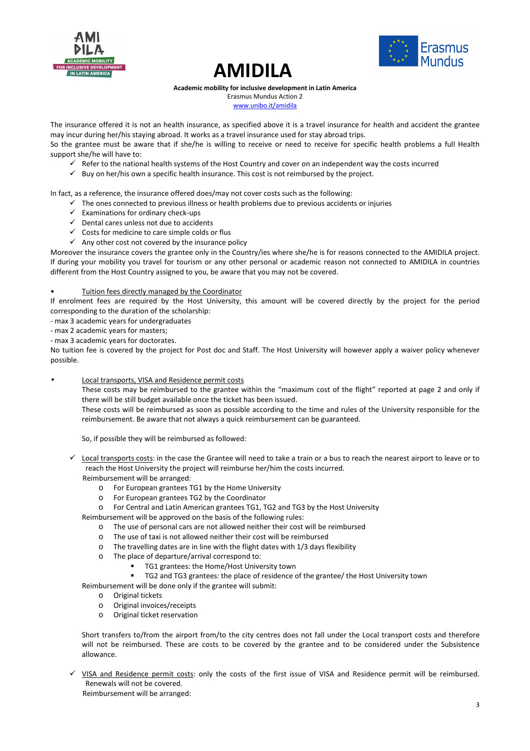The insurance offered it is not an health insurance, as specified above it is a travel insurance for health and accident the grantee may incur during her/his staying abroad. It works as a travel insurance used for stay abroad trips.
So the grantee must be aware that if she/he is willing to receive or need to receive for specific health problems a full Health support she/he will have to:

- ✓ Refer to the national health systems of the Host Country and cover on an independent way the costs incurred
- ✓ Buy on her/his own a specific health insurance. This cost is not reimbursed by the project.

In fact, as a reference, the insurance offered does/may not cover costs such as the following:

- ✓ The ones connected to previous illness or health problems due to previous accidents or injuries
- ✓ Examinations for ordinary check-ups
- ✓ Dental cares unless not due to accidents
- ✓ Costs for medicine to care simple colds or flus
- ✓ Any other cost not covered by the insurance policy

Moreover the insurance covers the grantee only in the Country/ies where she/he is for reasons connected to the AMIDILA project. If during your mobility you travel for tourism or any other personal or academic reason not connected to AMIDILA in countries different from the Host Country assigned to you, be aware that you may not be covered.

- <u>Tuition fees directly managed by the Coordinator</u>

If enrolment fees are required by the Host University, this amount will be covered directly by the project for the period corresponding to the duration of the scholarship:

- max 3 academic years for undergraduates
- max 2 academic years for masters;
- max 3 academic years for doctorates.

No tuition fee is covered by the project for Post doc and Staff. The Host University will however apply a waiver policy whenever possible.

- <u>Local transports, VISA and Residence permit costs</u>

  These costs may be reimbursed to the grantee within the "maximum cost of the flight" reported at page 2 and only if there will be still budget available once the ticket has been issued.
  These costs will be reimbursed as soon as possible according to the time and rules of the University responsible for the reimbursement. Be aware that not always a quick reimbursement can be guaranteed.

  So, if possible they will be reimbursed as followed:

- ✓ <u>Local transports costs</u>: in the case the Grantee will need to take a train or a bus to reach the nearest airport to leave or to reach the Host University the project will reimburse her/him the costs incurred.
  Reimbursement will be arranged:
  - For European grantees TG1 by the Home University
  - For European grantees TG2 by the Coordinator
  - For Central and Latin American grantees TG1, TG2 and TG3 by the Host University

  Reimbursement will be approved on the basis of the following rules:
  - The use of personal cars are not allowed neither their cost will be reimbursed
  - The use of taxi is not allowed neither their cost will be reimbursed
  - The travelling dates are in line with the flight dates with 1/3 days flexibility
  - The place of departure/arrival correspond to:
    - TG1 grantees: the Home/Host University town
    - TG2 and TG3 grantees: the place of residence of the grantee/ the Host University town

  Reimbursement will be done only if the grantee will submit:
  - Original tickets
  - Original invoices/receipts
  - Original ticket reservation

  Short transfers to/from the airport from/to the city centres does not fall under the Local transport costs and therefore will not be reimbursed. These are costs to be covered by the grantee and to be considered under the Subsistence allowance.

- ✓ <u>VISA and Residence permit costs</u>: only the costs of the first issue of VISA and Residence permit will be reimbursed. Renewals will not be covered.
  Reimbursement will be arranged: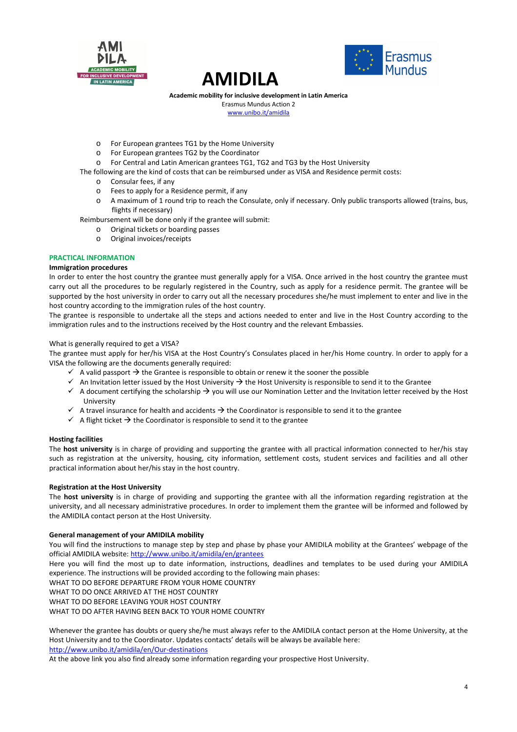- For European grantees TG1 by the Home University
- For European grantees TG2 by the Coordinator
- For Central and Latin American grantees TG1, TG2 and TG3 by the Host University

The following are the kind of costs that can be reimbursed under as VISA and Residence permit costs:

- Consular fees, if any
- Fees to apply for a Residence permit, if any
- A maximum of 1 round trip to reach the Consulate, only if necessary. Only public transports allowed (trains, bus, flights if necessary)

Reimbursement will be done only if the grantee will submit:

- Original tickets or boarding passes
- Original invoices/receipts

## PRACTICAL INFORMATION

**Immigration procedures**

In order to enter the host country the grantee must generally apply for a VISA. Once arrived in the host country the grantee must carry out all the procedures to be regularly registered in the Country, such as apply for a residence permit. The grantee will be supported by the host university in order to carry out all the necessary procedures she/he must implement to enter and live in the host country according to the immigration rules of the host country.

The grantee is responsible to undertake all the steps and actions needed to enter and live in the Host Country according to the immigration rules and to the instructions received by the Host country and the relevant Embassies.

What is generally required to get a VISA?

The grantee must apply for her/his VISA at the Host Country's Consulates placed in her/his Home country. In order to apply for a VISA the following are the documents generally required:

- ✓ A valid passport → the Grantee is responsible to obtain or renew it the sooner the possible
- ✓ An Invitation letter issued by the Host University → the Host University is responsible to send it to the Grantee
- ✓ A document certifying the scholarship → you will use our Nomination Letter and the Invitation letter received by the Host University
- ✓ A travel insurance for health and accidents → the Coordinator is responsible to send it to the grantee
- ✓ A flight ticket → the Coordinator is responsible to send it to the grantee

**Hosting facilities**

The **host university** is in charge of providing and supporting the grantee with all practical information connected to her/his stay such as registration at the university, housing, city information, settlement costs, student services and facilities and all other practical information about her/his stay in the host country.

**Registration at the Host University**

The **host university** is in charge of providing and supporting the grantee with all the information regarding registration at the university, and all necessary administrative procedures. In order to implement them the grantee will be informed and followed by the AMIDILA contact person at the Host University.

**General management of your AMIDILA mobility**

You will find the instructions to manage step by step and phase by phase your AMIDILA mobility at the Grantees' webpage of the official AMIDILA website: http://www.unibo.it/amidila/en/grantees

Here you will find the most up to date information, instructions, deadlines and templates to be used during your AMIDILA experience. The instructions will be provided according to the following main phases:

WHAT TO DO BEFORE DEPARTURE FROM YOUR HOME COUNTRY
WHAT TO DO ONCE ARRIVED AT THE HOST COUNTRY
WHAT TO DO BEFORE LEAVING YOUR HOST COUNTRY
WHAT TO DO AFTER HAVING BEEN BACK TO YOUR HOME COUNTRY

Whenever the grantee has doubts or query she/he must always refer to the AMIDILA contact person at the Home University, at the Host University and to the Coordinator. Updates contacts' details will be always be available here:
http://www.unibo.it/amidila/en/Our-destinations

At the above link you also find already some information regarding your prospective Host University.